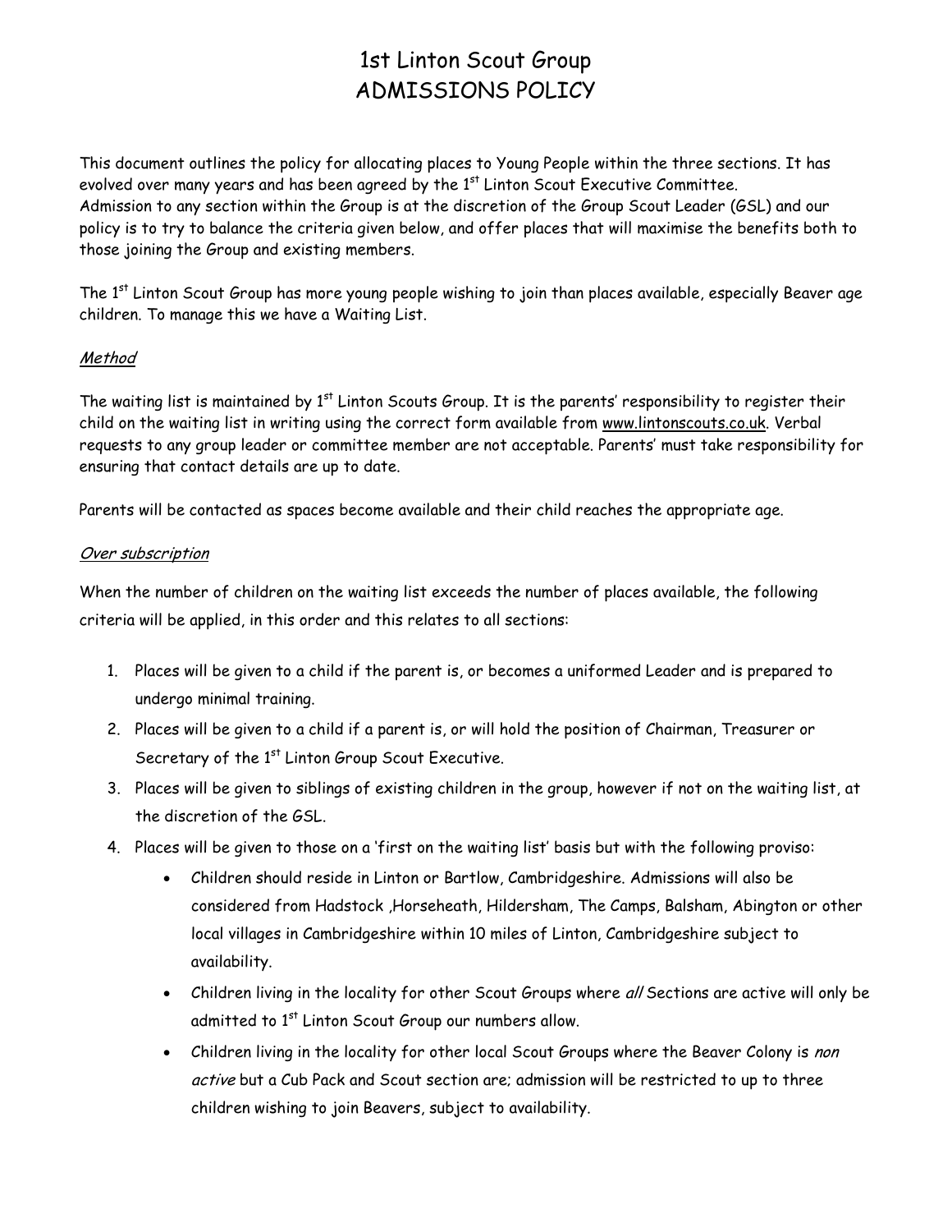# 1st Linton Scout Group
# ADMISSIONS POLICY

This document outlines the policy for allocating places to Young People within the three sections. It has evolved over many years and has been agreed by the 1st Linton Scout Executive Committee.
Admission to any section within the Group is at the discretion of the Group Scout Leader (GSL) and our policy is to try to balance the criteria given below, and offer places that will maximise the benefits both to those joining the Group and existing members.

The 1st Linton Scout Group has more young people wishing to join than places available, especially Beaver age children. To manage this we have a Waiting List.

## *Method*

The waiting list is maintained by 1st Linton Scouts Group. It is the parents' responsibility to register their child on the waiting list in writing using the correct form available from www.lintonscouts.co.uk. Verbal requests to any group leader or committee member are not acceptable. Parents' must take responsibility for ensuring that contact details are up to date.

Parents will be contacted as spaces become available and their child reaches the appropriate age.

## *Over subscription*

When the number of children on the waiting list exceeds the number of places available, the following criteria will be applied, in this order and this relates to all sections:

1. Places will be given to a child if the parent is, or becomes a uniformed Leader and is prepared to undergo minimal training.
2. Places will be given to a child if a parent is, or will hold the position of Chairman, Treasurer or Secretary of the 1st Linton Group Scout Executive.
3. Places will be given to siblings of existing children in the group, however if not on the waiting list, at the discretion of the GSL.
4. Places will be given to those on a 'first on the waiting list' basis but with the following proviso:
   - Children should reside in Linton or Bartlow, Cambridgeshire. Admissions will also be considered from Hadstock ,Horseheath, Hildersham, The Camps, Balsham, Abington or other local villages in Cambridgeshire within 10 miles of Linton, Cambridgeshire subject to availability.
   - Children living in the locality for other Scout Groups where *all* Sections are active will only be admitted to 1st Linton Scout Group our numbers allow.
   - Children living in the locality for other local Scout Groups where the Beaver Colony is *non active* but a Cub Pack and Scout section are; admission will be restricted to up to three children wishing to join Beavers, subject to availability.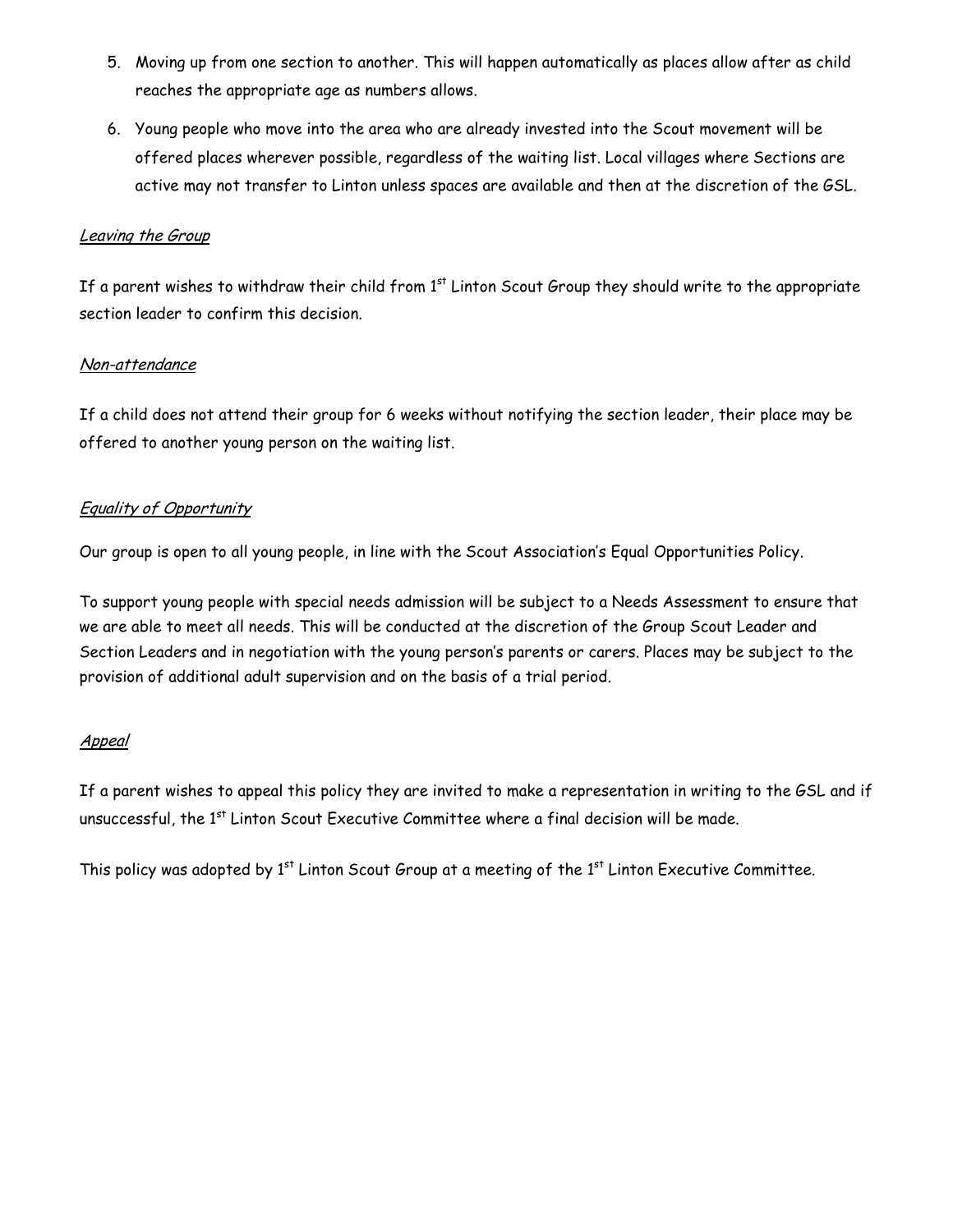5. Moving up from one section to another. This will happen automatically as places allow after as child reaches the appropriate age as numbers allows.
6. Young people who move into the area who are already invested into the Scout movement will be offered places wherever possible, regardless of the waiting list. Local villages where Sections are active may not transfer to Linton unless spaces are available and then at the discretion of the GSL.

*Leaving the Group*

If a parent wishes to withdraw their child from 1st Linton Scout Group they should write to the appropriate section leader to confirm this decision.

*Non-attendance*

If a child does not attend their group for 6 weeks without notifying the section leader, their place may be offered to another young person on the waiting list.

*Equality of Opportunity*

Our group is open to all young people, in line with the Scout Association's Equal Opportunities Policy.

To support young people with special needs admission will be subject to a Needs Assessment to ensure that we are able to meet all needs. This will be conducted at the discretion of the Group Scout Leader and Section Leaders and in negotiation with the young person's parents or carers. Places may be subject to the provision of additional adult supervision and on the basis of a trial period.

*Appeal*

If a parent wishes to appeal this policy they are invited to make a representation in writing to the GSL and if unsuccessful, the 1st Linton Scout Executive Committee where a final decision will be made.

This policy was adopted by 1st Linton Scout Group at a meeting of the 1st Linton Executive Committee.